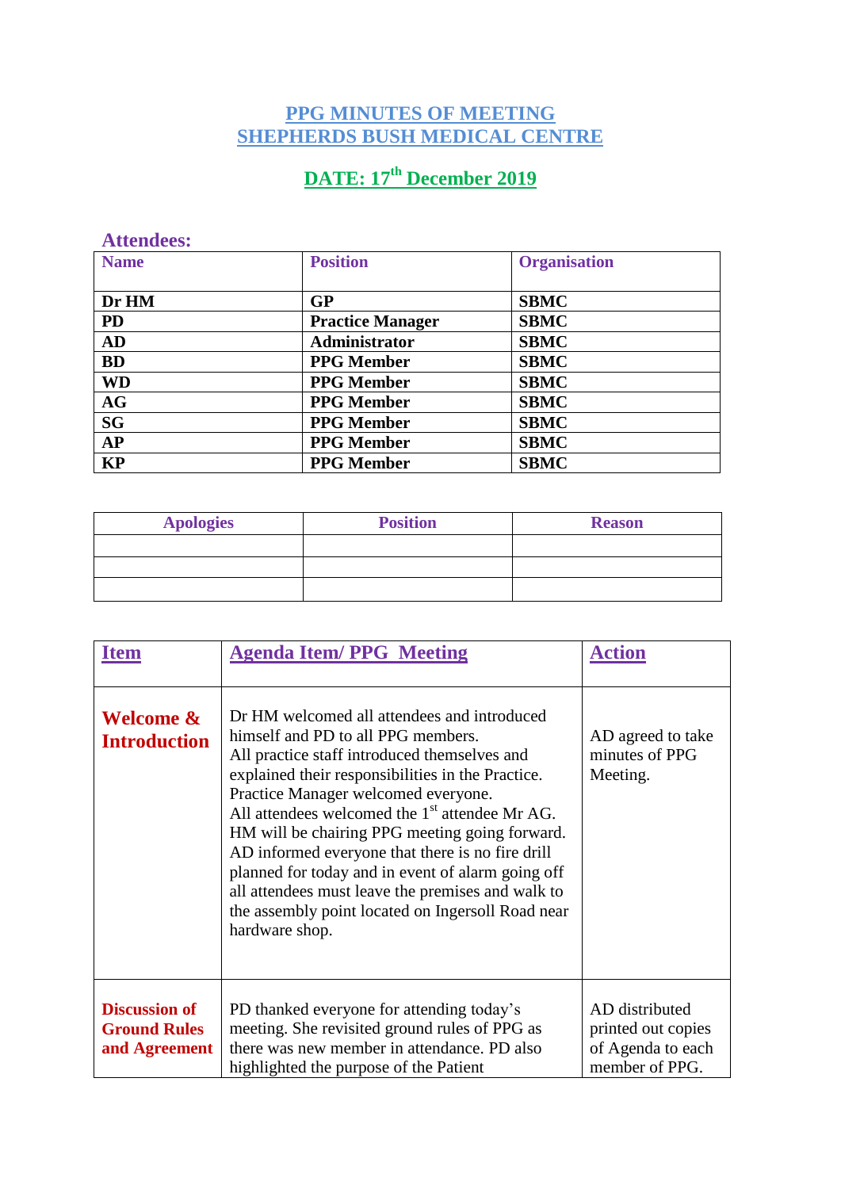# PPG MINUTES OF MEETING
# SHEPHERDS BUSH MEDICAL CENTRE

## DATE: 17th December 2019

### Attendees:

| Name | Position | Organisation |
|---|---|---|
| **Dr HM** | **GP** | **SBMC** |
| **PD** | **Practice Manager** | **SBMC** |
| **AD** | **Administrator** | **SBMC** |
| **BD** | **PPG Member** | **SBMC** |
| **WD** | **PPG Member** | **SBMC** |
| **AG** | **PPG Member** | **SBMC** |
| **SG** | **PPG Member** | **SBMC** |
| **AP** | **PPG Member** | **SBMC** |
| **KP** | **PPG Member** | **SBMC** |

| Apologies | Position | Reason |
|---|---|---|
| | | |
| | | |
| | | |

| Item | Agenda Item/ PPG Meeting | Action |
|---|---|---|
| **Welcome & Introduction** | Dr HM welcomed all attendees and introduced himself and PD to all PPG members. All practice staff introduced themselves and explained their responsibilities in the Practice. Practice Manager welcomed everyone. All attendees welcomed the 1st attendee Mr AG. HM will be chairing PPG meeting going forward. AD informed everyone that there is no fire drill planned for today and in event of alarm going off all attendees must leave the premises and walk to the assembly point located on Ingersoll Road near hardware shop. | AD agreed to take minutes of PPG Meeting. |
| **Discussion of Ground Rules and Agreement** | PD thanked everyone for attending today's meeting. She revisited ground rules of PPG as there was new member in attendance. PD also highlighted the purpose of the Patient | AD distributed printed out copies of Agenda to each member of PPG. |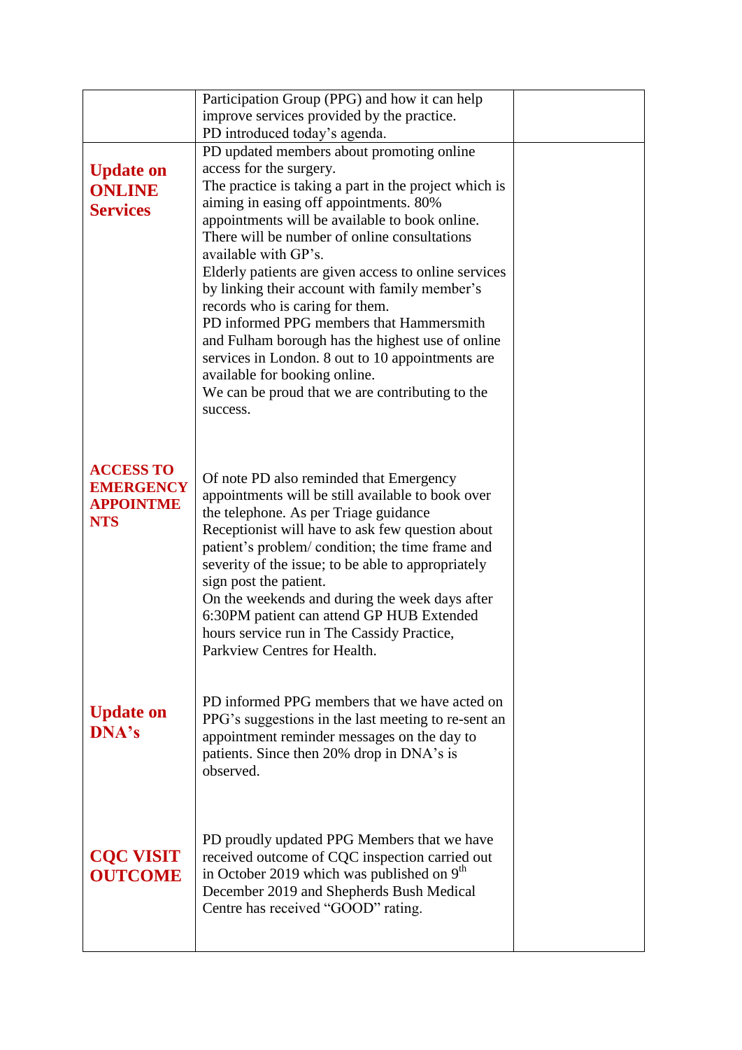| | | |
|---|---|---|
| | Participation Group (PPG) and how it can help improve services provided by the practice.<br>PD introduced today's agenda. | |
| **Update on ONLINE Services**<br><br>**ACCESS TO EMERGENCY APPOINTMENTS** | PD updated members about promoting online access for the surgery.<br>The practice is taking a part in the project which is aiming in easing off appointments. 80% appointments will be available to book online. There will be number of online consultations available with GP's.<br>Elderly patients are given access to online services by linking their account with family member's records who is caring for them.<br>PD informed PPG members that Hammersmith and Fulham borough has the highest use of online services in London. 8 out to 10 appointments are available for booking online.<br>We can be proud that we are contributing to the success.<br><br>Of note PD also reminded that Emergency appointments will be still available to book over the telephone. As per Triage guidance Receptionist will have to ask few question about patient's problem/ condition; the time frame and severity of the issue; to be able to appropriately sign post the patient.<br>On the weekends and during the week days after 6:30PM patient can attend GP HUB Extended hours service run in The Cassidy Practice, Parkview Centres for Health.<br><br>PD informed PPG members that we have acted on PPG's suggestions in the last meeting to re-sent an appointment reminder messages on the day to patients. Since then 20% drop in DNA's is observed.<br><br>PD proudly updated PPG Members that we have received outcome of CQC inspection carried out in October 2019 which was published on 9th December 2019 and Shepherds Bush Medical Centre has received "GOOD" rating. | |
| **Update on DNA's**<br><br>**CQC VISIT OUTCOME** | | |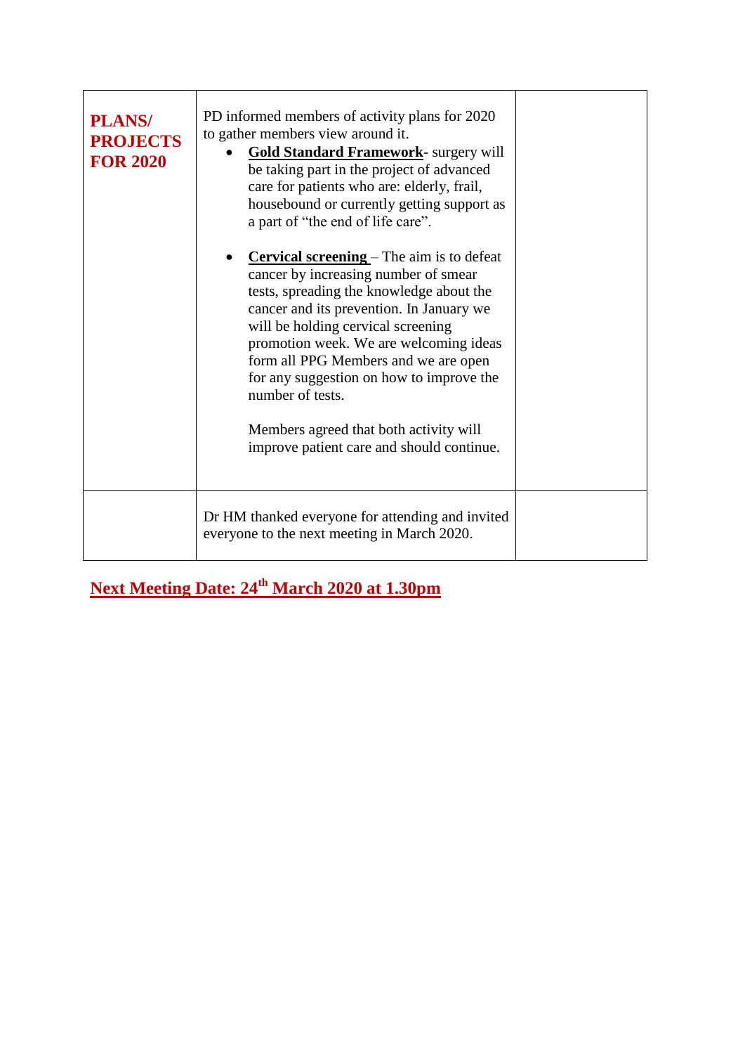| | | |
|---|---|---|
| **PLANS/ PROJECTS FOR 2020** | PD informed members of activity plans for 2020 to gather members view around it.<br>• **Gold Standard Framework**- surgery will be taking part in the project of advanced care for patients who are: elderly, frail, housebound or currently getting support as a part of "the end of life care".<br><br>• **Cervical screening** – The aim is to defeat cancer by increasing number of smear tests, spreading the knowledge about the cancer and its prevention. In January we will be holding cervical screening promotion week. We are welcoming ideas form all PPG Members and we are open for any suggestion on how to improve the number of tests.<br><br>Members agreed that both activity will improve patient care and should continue. | |
| | Dr HM thanked everyone for attending and invited everyone to the next meeting in March 2020. | |

**Next Meeting Date: 24th March 2020 at 1.30pm**